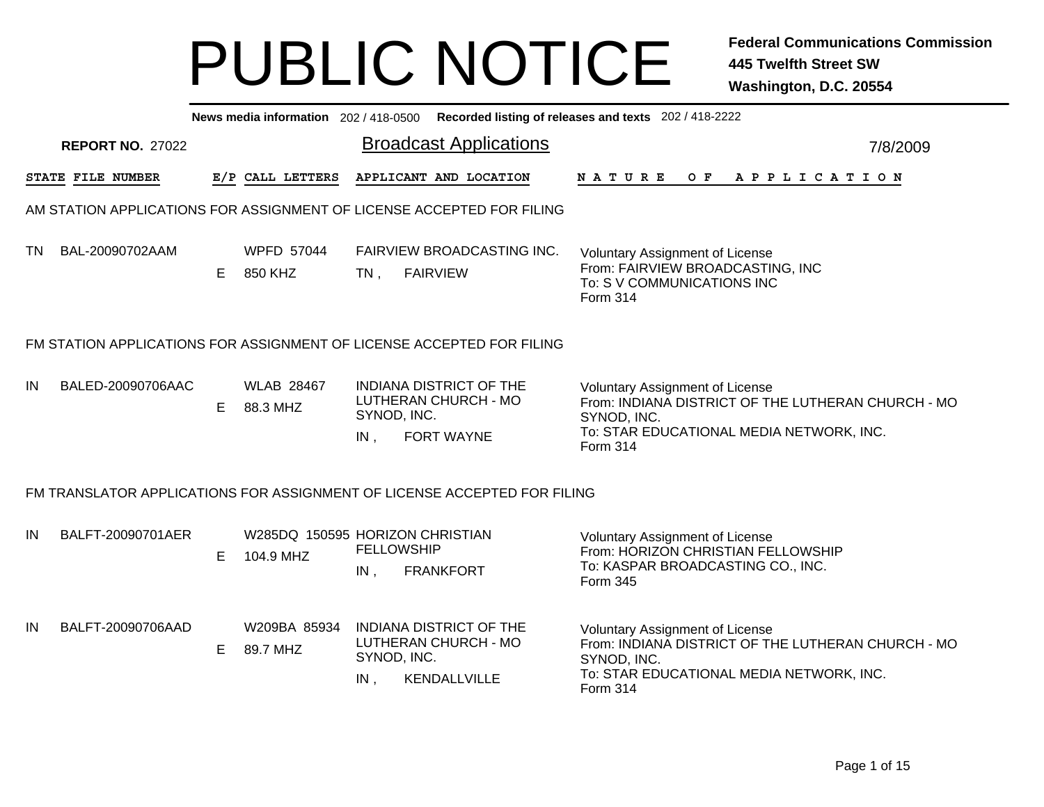# PUBLIC NOTICE

**Federal Communications Commission**
**445 Twelfth Street SW**
**Washington, D.C. 20554**

**News media information** 202 / 418-0500 **Recorded listing of releases and texts** 202 / 418-2222

**REPORT NO.** 27022

## Broadcast Applications

7/8/2009

| STATE | FILE NUMBER | E/P | CALL LETTERS | APPLICANT AND LOCATION | NATURE OF APPLICATION |
|---|---|---|---|---|---|
| **AM STATION APPLICATIONS FOR ASSIGNMENT OF LICENSE ACCEPTED FOR FILING** | | | | | |
| TN | BAL-20090702AAM | E | WPFD 57044<br>850 KHZ | FAIRVIEW BROADCASTING INC.<br>TN , FAIRVIEW | Voluntary Assignment of License<br>From: FAIRVIEW BROADCASTING, INC<br>To: S V COMMUNICATIONS INC<br>Form 314 |
| **FM STATION APPLICATIONS FOR ASSIGNMENT OF LICENSE ACCEPTED FOR FILING** | | | | | |
| IN | BALED-20090706AAC | E | WLAB 28467<br>88.3 MHZ | INDIANA DISTRICT OF THE LUTHERAN CHURCH - MO SYNOD, INC.<br>IN , FORT WAYNE | Voluntary Assignment of License<br>From: INDIANA DISTRICT OF THE LUTHERAN CHURCH - MO SYNOD, INC.<br>To: STAR EDUCATIONAL MEDIA NETWORK, INC.<br>Form 314 |
| **FM TRANSLATOR APPLICATIONS FOR ASSIGNMENT OF LICENSE ACCEPTED FOR FILING** | | | | | |
| IN | BALFT-20090701AER | E | W285DQ 150595<br>104.9 MHZ | HORIZON CHRISTIAN FELLOWSHIP<br>IN , FRANKFORT | Voluntary Assignment of License<br>From: HORIZON CHRISTIAN FELLOWSHIP<br>To: KASPAR BROADCASTING CO., INC.<br>Form 345 |
| IN | BALFT-20090706AAD | E | W209BA 85934<br>89.7 MHZ | INDIANA DISTRICT OF THE LUTHERAN CHURCH - MO SYNOD, INC.<br>IN , KENDALLVILLE | Voluntary Assignment of License<br>From: INDIANA DISTRICT OF THE LUTHERAN CHURCH - MO SYNOD, INC.<br>To: STAR EDUCATIONAL MEDIA NETWORK, INC.<br>Form 314 |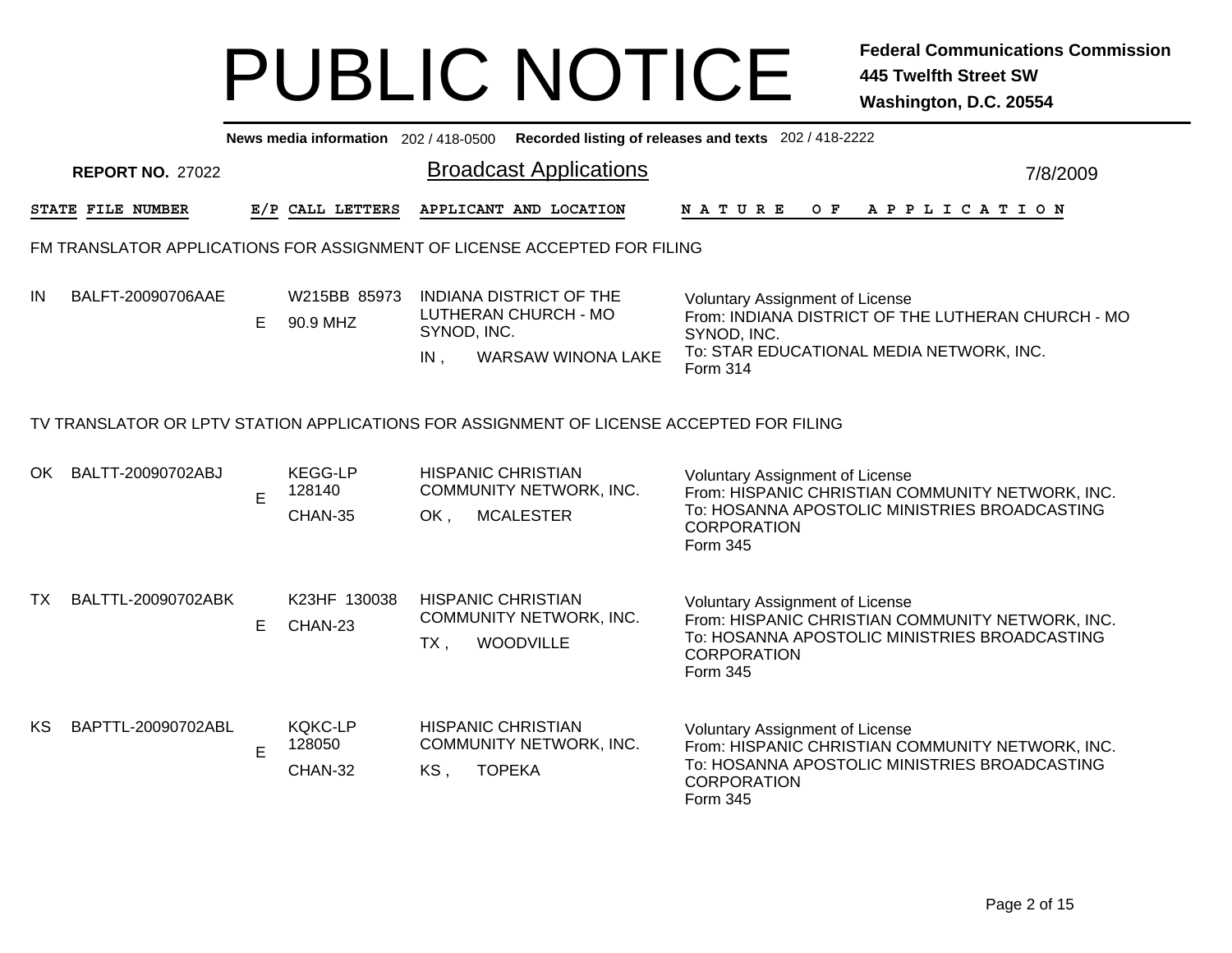# PUBLIC NOTICE

**Federal Communications Commission**
**445 Twelfth Street SW**
**Washington, D.C. 20554**

**News media information** 202 / 418-0500 **Recorded listing of releases and texts** 202 / 418-2222

**REPORT NO.** 27022

## Broadcast Applications

7/8/2009

### FM TRANSLATOR APPLICATIONS FOR ASSIGNMENT OF LICENSE ACCEPTED FOR FILING

| STATE | FILE NUMBER | E/P | CALL LETTERS | APPLICANT AND LOCATION | NATURE OF APPLICATION |
|---|---|---|---|---|---|
| IN | BALFT-20090706AAE | E | W215BB 85973<br>90.9 MHZ | INDIANA DISTRICT OF THE LUTHERAN CHURCH - MO SYNOD, INC.<br>IN , WARSAW WINONA LAKE | Voluntary Assignment of License<br>From: INDIANA DISTRICT OF THE LUTHERAN CHURCH - MO SYNOD, INC.<br>To: STAR EDUCATIONAL MEDIA NETWORK, INC.<br>Form 314 |

### TV TRANSLATOR OR LPTV STATION APPLICATIONS FOR ASSIGNMENT OF LICENSE ACCEPTED FOR FILING

| STATE | FILE NUMBER | E/P | CALL LETTERS | APPLICANT AND LOCATION | NATURE OF APPLICATION |
|---|---|---|---|---|---|
| OK | BALTT-20090702ABJ | E | KEGG-LP 128140<br>CHAN-35 | HISPANIC CHRISTIAN COMMUNITY NETWORK, INC.<br>OK , MCALESTER | Voluntary Assignment of License<br>From: HISPANIC CHRISTIAN COMMUNITY NETWORK, INC.<br>To: HOSANNA APOSTOLIC MINISTRIES BROADCASTING CORPORATION<br>Form 345 |
| TX | BALTTL-20090702ABK | E | K23HF 130038<br>CHAN-23 | HISPANIC CHRISTIAN COMMUNITY NETWORK, INC.<br>TX , WOODVILLE | Voluntary Assignment of License<br>From: HISPANIC CHRISTIAN COMMUNITY NETWORK, INC.<br>To: HOSANNA APOSTOLIC MINISTRIES BROADCASTING CORPORATION<br>Form 345 |
| KS | BAPTTL-20090702ABL | E | KQKC-LP 128050<br>CHAN-32 | HISPANIC CHRISTIAN COMMUNITY NETWORK, INC.<br>KS , TOPEKA | Voluntary Assignment of License<br>From: HISPANIC CHRISTIAN COMMUNITY NETWORK, INC.<br>To: HOSANNA APOSTOLIC MINISTRIES BROADCASTING CORPORATION<br>Form 345 |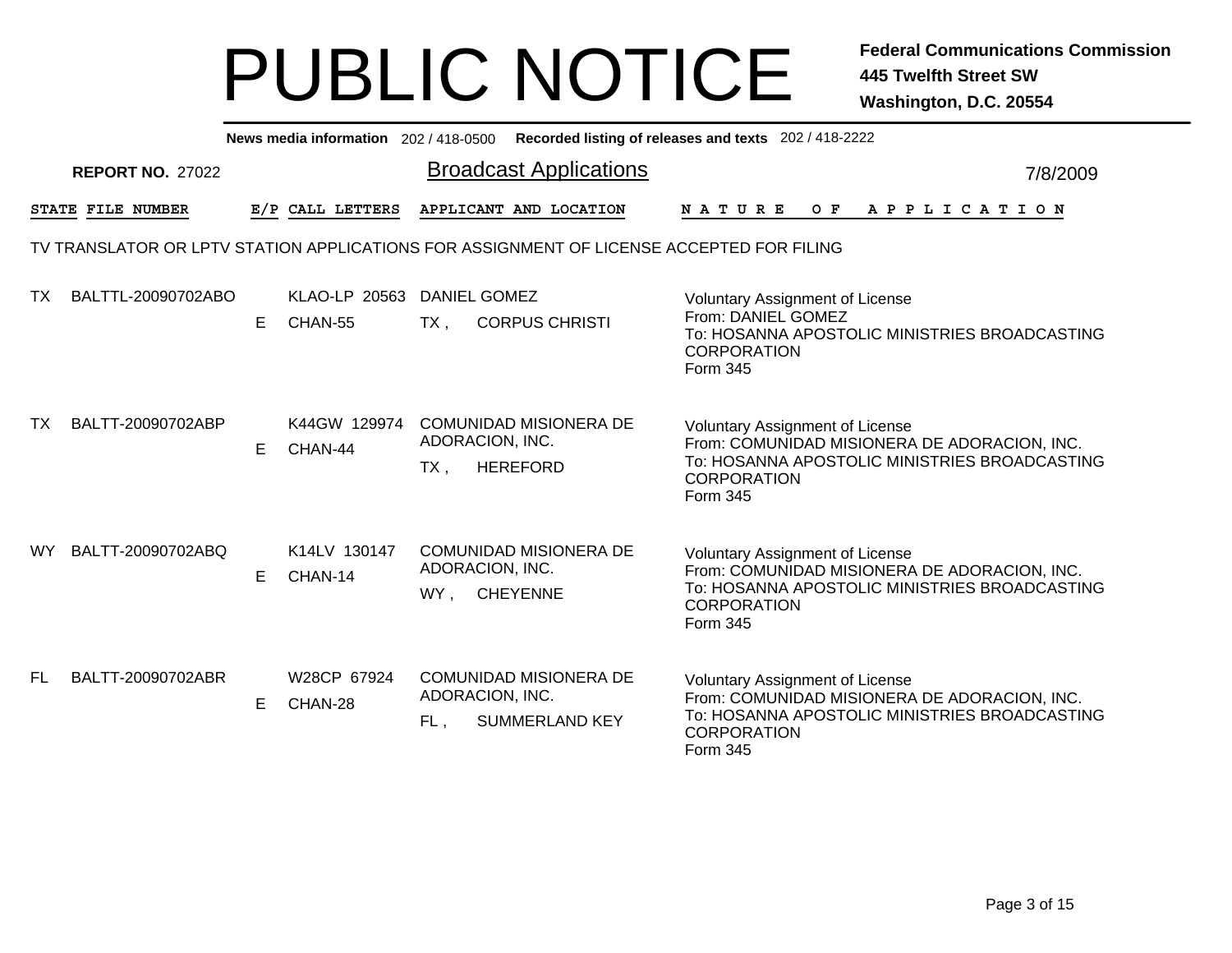# PUBLIC NOTICE

**Federal Communications Commission**
**445 Twelfth Street SW**
**Washington, D.C. 20554**

**News media information** 202 / 418-0500 **Recorded listing of releases and texts** 202 / 418-2222

**REPORT NO.** 27022

## Broadcast Applications

7/8/2009

TV TRANSLATOR OR LPTV STATION APPLICATIONS FOR ASSIGNMENT OF LICENSE ACCEPTED FOR FILING

| STATE | FILE NUMBER | E/P | CALL LETTERS | APPLICANT AND LOCATION | NATURE OF APPLICATION |
|---|---|---|---|---|---|
| TX | BALTTL-20090702ABO | E | KLAO-LP 20563<br>CHAN-55 | DANIEL GOMEZ<br>TX , CORPUS CHRISTI | Voluntary Assignment of License<br>From: DANIEL GOMEZ<br>To: HOSANNA APOSTOLIC MINISTRIES BROADCASTING CORPORATION<br>Form 345 |
| TX | BALTT-20090702ABP | E | K44GW 129974<br>CHAN-44 | COMUNIDAD MISIONERA DE ADORACION, INC.<br>TX , HEREFORD | Voluntary Assignment of License<br>From: COMUNIDAD MISIONERA DE ADORACION, INC.<br>To: HOSANNA APOSTOLIC MINISTRIES BROADCASTING CORPORATION<br>Form 345 |
| WY | BALTT-20090702ABQ | E | K14LV 130147<br>CHAN-14 | COMUNIDAD MISIONERA DE ADORACION, INC.<br>WY , CHEYENNE | Voluntary Assignment of License<br>From: COMUNIDAD MISIONERA DE ADORACION, INC.<br>To: HOSANNA APOSTOLIC MINISTRIES BROADCASTING CORPORATION<br>Form 345 |
| FL | BALTT-20090702ABR | E | W28CP 67924<br>CHAN-28 | COMUNIDAD MISIONERA DE ADORACION, INC.<br>FL , SUMMERLAND KEY | Voluntary Assignment of License<br>From: COMUNIDAD MISIONERA DE ADORACION, INC.<br>To: HOSANNA APOSTOLIC MINISTRIES BROADCASTING CORPORATION<br>Form 345 |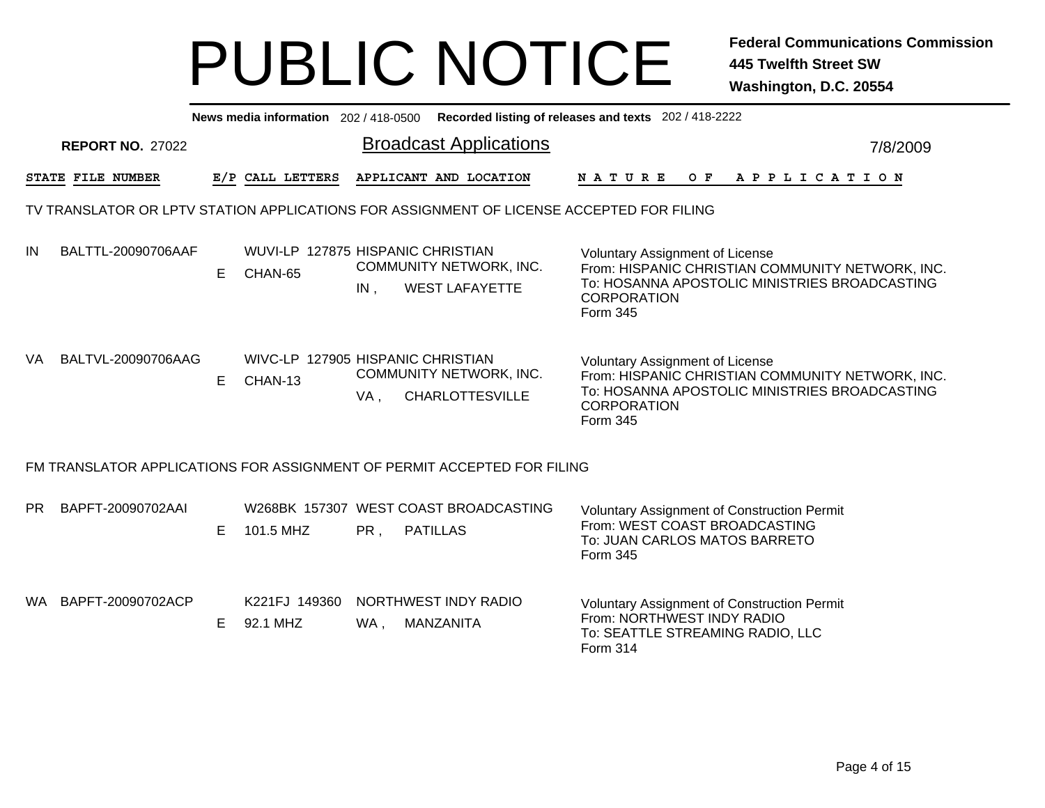# PUBLIC NOTICE

**Federal Communications Commission**
**445 Twelfth Street SW**
**Washington, D.C. 20554**

News media information 202 / 418-0500 Recorded listing of releases and texts 202 / 418-2222

**REPORT NO.** 27022

## Broadcast Applications

7/8/2009

### TV TRANSLATOR OR LPTV STATION APPLICATIONS FOR ASSIGNMENT OF LICENSE ACCEPTED FOR FILING

| STATE | FILE NUMBER | E/P | CALL LETTERS | APPLICANT AND LOCATION | NATURE OF APPLICATION |
|---|---|---|---|---|---|
| IN | BALTTL-20090706AAF | E | WUVI-LP 127875 CHAN-65 | HISPANIC CHRISTIAN COMMUNITY NETWORK, INC. IN , WEST LAFAYETTE | Voluntary Assignment of License From: HISPANIC CHRISTIAN COMMUNITY NETWORK, INC. To: HOSANNA APOSTOLIC MINISTRIES BROADCASTING CORPORATION Form 345 |
| VA | BALTVL-20090706AAG | E | WIVC-LP 127905 CHAN-13 | HISPANIC CHRISTIAN COMMUNITY NETWORK, INC. VA , CHARLOTTESVILLE | Voluntary Assignment of License From: HISPANIC CHRISTIAN COMMUNITY NETWORK, INC. To: HOSANNA APOSTOLIC MINISTRIES BROADCASTING CORPORATION Form 345 |

### FM TRANSLATOR APPLICATIONS FOR ASSIGNMENT OF PERMIT ACCEPTED FOR FILING

| STATE | FILE NUMBER | E/P | CALL LETTERS | APPLICANT AND LOCATION | NATURE OF APPLICATION |
|---|---|---|---|---|---|
| PR | BAPFT-20090702AAI | E | W268BK 157307 101.5 MHZ | WEST COAST BROADCASTING PR , PATILLAS | Voluntary Assignment of Construction Permit From: WEST COAST BROADCASTING To: JUAN CARLOS MATOS BARRETO Form 345 |
| WA | BAPFT-20090702ACP | E | K221FJ 149360 92.1 MHZ | NORTHWEST INDY RADIO WA , MANZANITA | Voluntary Assignment of Construction Permit From: NORTHWEST INDY RADIO To: SEATTLE STREAMING RADIO, LLC Form 314 |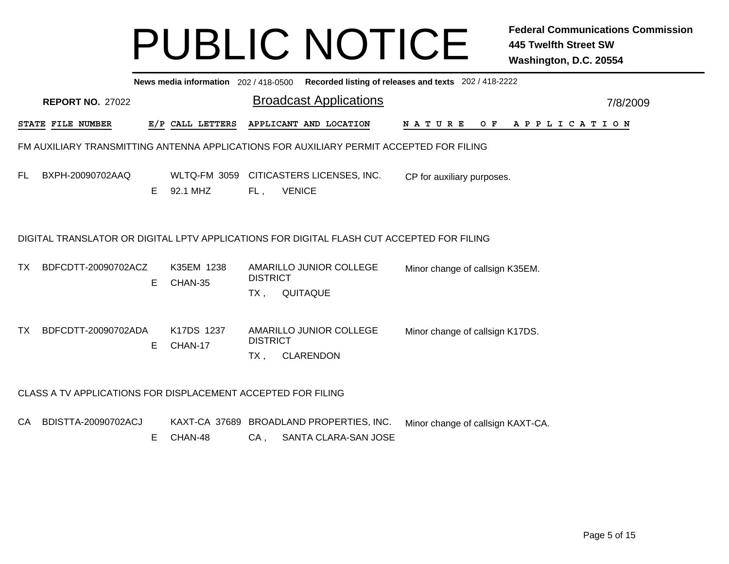# PUBLIC NOTICE

**Federal Communications Commission**
**445 Twelfth Street SW**
**Washington, D.C. 20554**

**News media information** 202 / 418-0500 **Recorded listing of releases and texts** 202 / 418-2222

**REPORT NO.** 27022

## Broadcast Applications

7/8/2009

### FM AUXILIARY TRANSMITTING ANTENNA APPLICATIONS FOR AUXILIARY PERMIT ACCEPTED FOR FILING

| STATE | FILE NUMBER | E/P | CALL LETTERS | APPLICANT AND LOCATION | NATURE OF APPLICATION |
|---|---|---|---|---|---|
| FL | BXPH-20090702AAQ | E | WLTQ-FM 3059<br>92.1 MHZ | CITICASTERS LICENSES, INC.<br>FL , VENICE | CP for auxiliary purposes. |

### DIGITAL TRANSLATOR OR DIGITAL LPTV APPLICATIONS FOR DIGITAL FLASH CUT ACCEPTED FOR FILING

| STATE | FILE NUMBER | E/P | CALL LETTERS | APPLICANT AND LOCATION | NATURE OF APPLICATION |
|---|---|---|---|---|---|
| TX | BDFCDTT-20090702ACZ | E | K35EM 1238<br>CHAN-35 | AMARILLO JUNIOR COLLEGE DISTRICT<br>TX , QUITAQUE | Minor change of callsign K35EM. |
| TX | BDFCDTT-20090702ADA | E | K17DS 1237<br>CHAN-17 | AMARILLO JUNIOR COLLEGE DISTRICT<br>TX , CLARENDON | Minor change of callsign K17DS. |

### CLASS A TV APPLICATIONS FOR DISPLACEMENT ACCEPTED FOR FILING

| STATE | FILE NUMBER | E/P | CALL LETTERS | APPLICANT AND LOCATION | NATURE OF APPLICATION |
|---|---|---|---|---|---|
| CA | BDISTTA-20090702ACJ | E | KAXT-CA 37689<br>CHAN-48 | BROADLAND PROPERTIES, INC.<br>CA , SANTA CLARA-SAN JOSE | Minor change of callsign KAXT-CA. |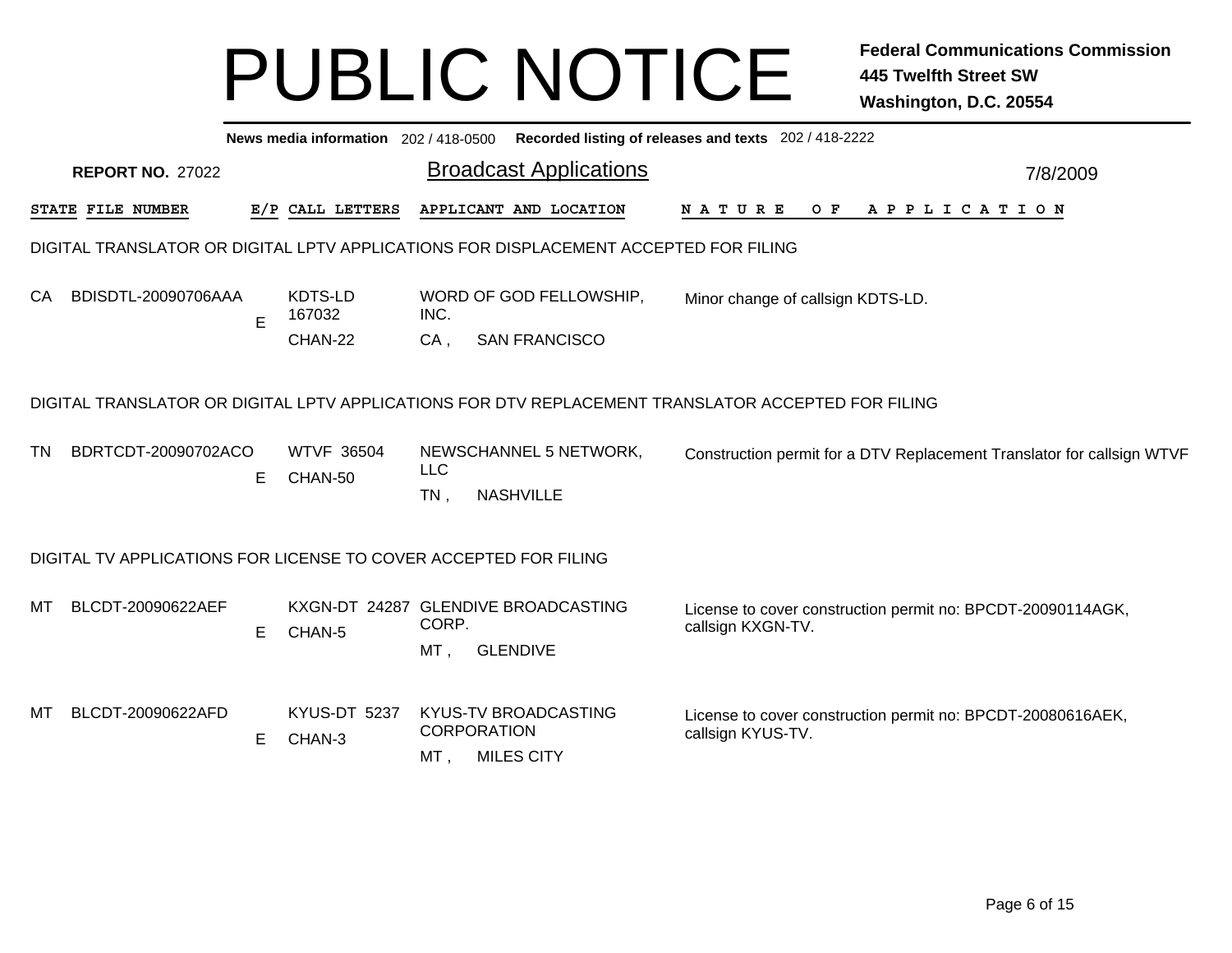# PUBLIC NOTICE

**Federal Communications Commission**
**445 Twelfth Street SW**
**Washington, D.C. 20554**

**News media information** 202 / 418-0500 **Recorded listing of releases and texts** 202 / 418-2222

**REPORT NO.** 27022

## Broadcast Applications

7/8/2009

| STATE | FILE NUMBER | E/P | CALL LETTERS | APPLICANT AND LOCATION | NATURE OF APPLICATION |
|---|---|---|---|---|---|

### DIGITAL TRANSLATOR OR DIGITAL LPTV APPLICATIONS FOR DISPLACEMENT ACCEPTED FOR FILING

| STATE | FILE NUMBER | E/P | CALL LETTERS | APPLICANT AND LOCATION | NATURE OF APPLICATION |
|---|---|---|---|---|---|
| CA | BDISDTL-20090706AAA | E | KDTS-LD 167032 CHAN-22 | WORD OF GOD FELLOWSHIP, INC. CA , SAN FRANCISCO | Minor change of callsign KDTS-LD. |

### DIGITAL TRANSLATOR OR DIGITAL LPTV APPLICATIONS FOR DTV REPLACEMENT TRANSLATOR ACCEPTED FOR FILING

| STATE | FILE NUMBER | E/P | CALL LETTERS | APPLICANT AND LOCATION | NATURE OF APPLICATION |
|---|---|---|---|---|---|
| TN | BDRTCDT-20090702ACO | E | WTVF 36504 CHAN-50 | NEWSCHANNEL 5 NETWORK, LLC TN , NASHVILLE | Construction permit for a DTV Replacement Translator for callsign WTVF |

### DIGITAL TV APPLICATIONS FOR LICENSE TO COVER ACCEPTED FOR FILING

| STATE | FILE NUMBER | E/P | CALL LETTERS | APPLICANT AND LOCATION | NATURE OF APPLICATION |
|---|---|---|---|---|---|
| MT | BLCDT-20090622AEF | E | KXGN-DT 24287 CHAN-5 | GLENDIVE BROADCASTING CORP. MT , GLENDIVE | License to cover construction permit no: BPCDT-20090114AGK, callsign KXGN-TV. |
| MT | BLCDT-20090622AFD | E | KYUS-DT 5237 CHAN-3 | KYUS-TV BROADCASTING CORPORATION MT , MILES CITY | License to cover construction permit no: BPCDT-20080616AEK, callsign KYUS-TV. |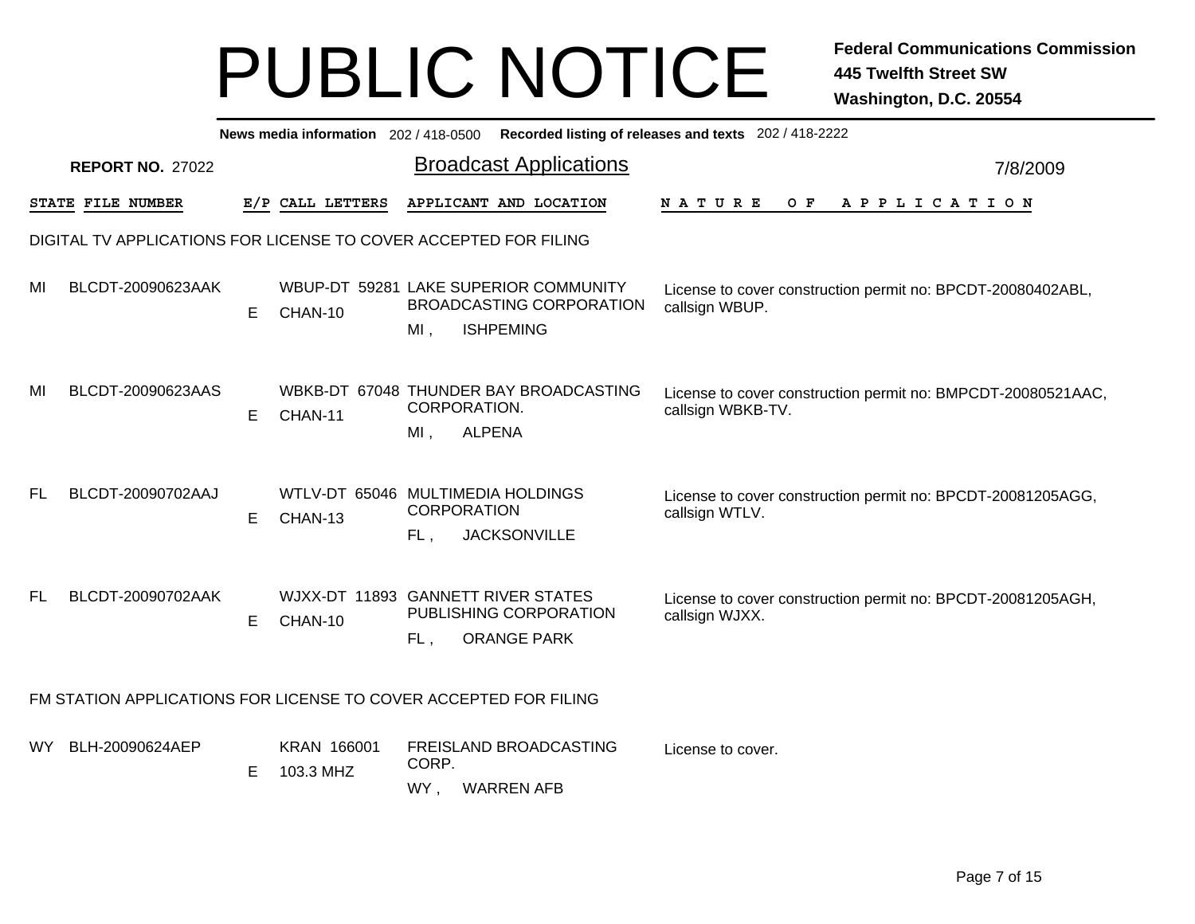# PUBLIC NOTICE

**Federal Communications Commission**
**445 Twelfth Street SW**
**Washington, D.C. 20554**

**News media information** 202 / 418-0500 **Recorded listing of releases and texts** 202 / 418-2222

**REPORT NO.** 27022

## Broadcast Applications

7/8/2009

| STATE | FILE NUMBER | E/P | CALL LETTERS | APPLICANT AND LOCATION | NATURE OF APPLICATION |
|---|---|---|---|---|---|

### DIGITAL TV APPLICATIONS FOR LICENSE TO COVER ACCEPTED FOR FILING

| STATE | FILE NUMBER | E/P | CALL LETTERS | APPLICANT AND LOCATION | NATURE OF APPLICATION |
|---|---|---|---|---|---|
| MI | BLCDT-20090623AAK | E | WBUP-DT 59281 CHAN-10 | LAKE SUPERIOR COMMUNITY BROADCASTING CORPORATION MI , ISHPEMING | License to cover construction permit no: BPCDT-20080402ABL, callsign WBUP. |
| MI | BLCDT-20090623AAS | E | WBKB-DT 67048 CHAN-11 | THUNDER BAY BROADCASTING CORPORATION. MI , ALPENA | License to cover construction permit no: BMPCDT-20080521AAC, callsign WBKB-TV. |
| FL | BLCDT-20090702AAJ | E | WTLV-DT 65046 CHAN-13 | MULTIMEDIA HOLDINGS CORPORATION FL , JACKSONVILLE | License to cover construction permit no: BPCDT-20081205AGG, callsign WTLV. |
| FL | BLCDT-20090702AAK | E | WJXX-DT 11893 CHAN-10 | GANNETT RIVER STATES PUBLISHING CORPORATION FL , ORANGE PARK | License to cover construction permit no: BPCDT-20081205AGH, callsign WJXX. |

### FM STATION APPLICATIONS FOR LICENSE TO COVER ACCEPTED FOR FILING

| STATE | FILE NUMBER | E/P | CALL LETTERS | APPLICANT AND LOCATION | NATURE OF APPLICATION |
|---|---|---|---|---|---|
| WY | BLH-20090624AEP | E | KRAN 166001 103.3 MHZ | FREISLAND BROADCASTING CORP. WY , WARREN AFB | License to cover. |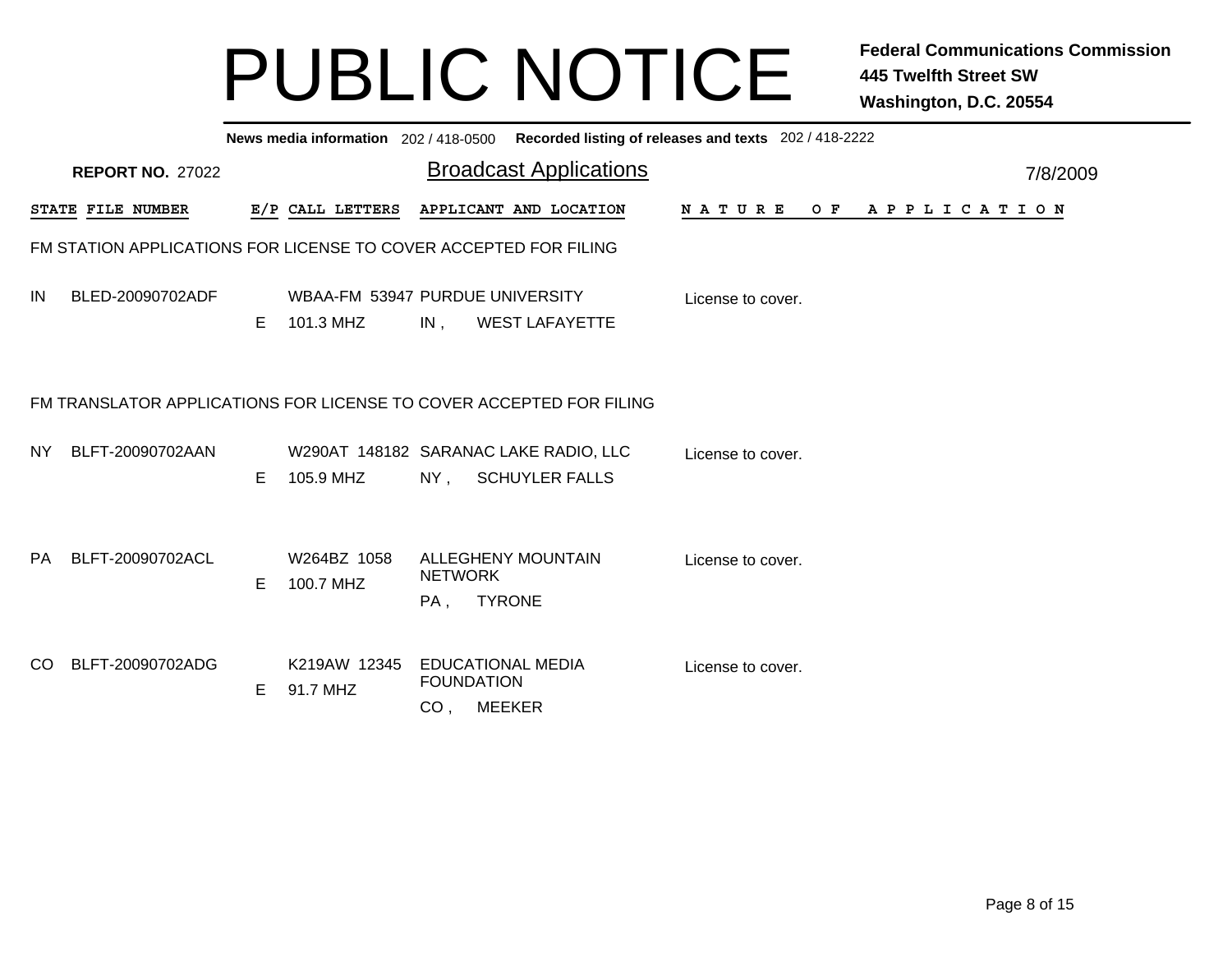# PUBLIC NOTICE

**Federal Communications Commission**
**445 Twelfth Street SW**
**Washington, D.C. 20554**

**News media information** 202 / 418-0500 **Recorded listing of releases and texts** 202 / 418-2222

**REPORT NO.** 27022

## Broadcast Applications

7/8/2009

### FM STATION APPLICATIONS FOR LICENSE TO COVER ACCEPTED FOR FILING

| STATE | FILE NUMBER | E/P | CALL LETTERS | APPLICANT AND LOCATION | NATURE OF APPLICATION |
|---|---|---|---|---|---|
| IN | BLED-20090702ADF | E | WBAA-FM 53947<br>101.3 MHZ | PURDUE UNIVERSITY<br>IN , WEST LAFAYETTE | License to cover. |

### FM TRANSLATOR APPLICATIONS FOR LICENSE TO COVER ACCEPTED FOR FILING

| STATE | FILE NUMBER | E/P | CALL LETTERS | APPLICANT AND LOCATION | NATURE OF APPLICATION |
|---|---|---|---|---|---|
| NY | BLFT-20090702AAN | E | W290AT 148182<br>105.9 MHZ | SARANAC LAKE RADIO, LLC<br>NY , SCHUYLER FALLS | License to cover. |
| PA | BLFT-20090702ACL | E | W264BZ 1058<br>100.7 MHZ | ALLEGHENY MOUNTAIN NETWORK<br>PA , TYRONE | License to cover. |
| CO | BLFT-20090702ADG | E | K219AW 12345<br>91.7 MHZ | EDUCATIONAL MEDIA FOUNDATION<br>CO , MEEKER | License to cover. |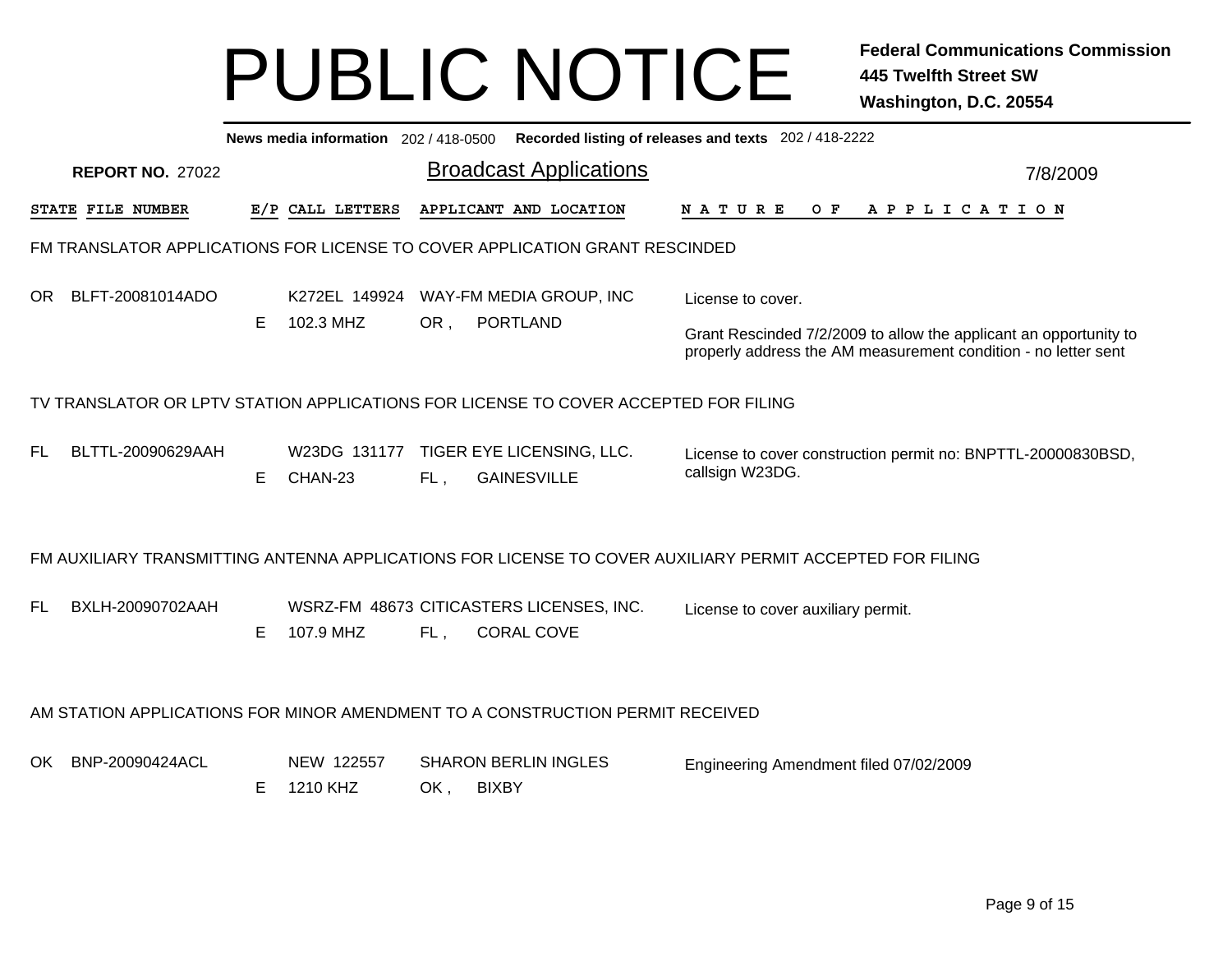# PUBLIC NOTICE

**Federal Communications Commission**
**445 Twelfth Street SW**
**Washington, D.C. 20554**

**News media information** 202 / 418-0500 **Recorded listing of releases and texts** 202 / 418-2222

**REPORT NO.** 27022

## Broadcast Applications

7/8/2009

| STATE | FILE NUMBER | E/P | CALL LETTERS | APPLICANT AND LOCATION | NATURE OF APPLICATION |
|---|---|---|---|---|---|

### FM TRANSLATOR APPLICATIONS FOR LICENSE TO COVER APPLICATION GRANT RESCINDED

| STATE | FILE NUMBER | E/P | CALL LETTERS | APPLICANT AND LOCATION | NATURE OF APPLICATION |
|---|---|---|---|---|---|
| OR | BLFT-20081014ADO | E | K272EL 149924<br>102.3 MHZ | WAY-FM MEDIA GROUP, INC<br>OR , PORTLAND | License to cover.<br><br>Grant Rescinded 7/2/2009 to allow the applicant an opportunity to properly address the AM measurement condition - no letter sent |

### TV TRANSLATOR OR LPTV STATION APPLICATIONS FOR LICENSE TO COVER ACCEPTED FOR FILING

| STATE | FILE NUMBER | E/P | CALL LETTERS | APPLICANT AND LOCATION | NATURE OF APPLICATION |
|---|---|---|---|---|---|
| FL | BLTTL-20090629AAH | E | W23DG 131177<br>CHAN-23 | TIGER EYE LICENSING, LLC.<br>FL , GAINESVILLE | License to cover construction permit no: BNPTTL-20000830BSD, callsign W23DG. |

### FM AUXILIARY TRANSMITTING ANTENNA APPLICATIONS FOR LICENSE TO COVER AUXILIARY PERMIT ACCEPTED FOR FILING

| STATE | FILE NUMBER | E/P | CALL LETTERS | APPLICANT AND LOCATION | NATURE OF APPLICATION |
|---|---|---|---|---|---|
| FL | BXLH-20090702AAH | E | WSRZ-FM 48673<br>107.9 MHZ | CITICASTERS LICENSES, INC.<br>FL , CORAL COVE | License to cover auxiliary permit. |

### AM STATION APPLICATIONS FOR MINOR AMENDMENT TO A CONSTRUCTION PERMIT RECEIVED

| STATE | FILE NUMBER | E/P | CALL LETTERS | APPLICANT AND LOCATION | NATURE OF APPLICATION |
|---|---|---|---|---|---|
| OK | BNP-20090424ACL | E | NEW 122557<br>1210 KHZ | SHARON BERLIN INGLES<br>OK , BIXBY | Engineering Amendment filed 07/02/2009 |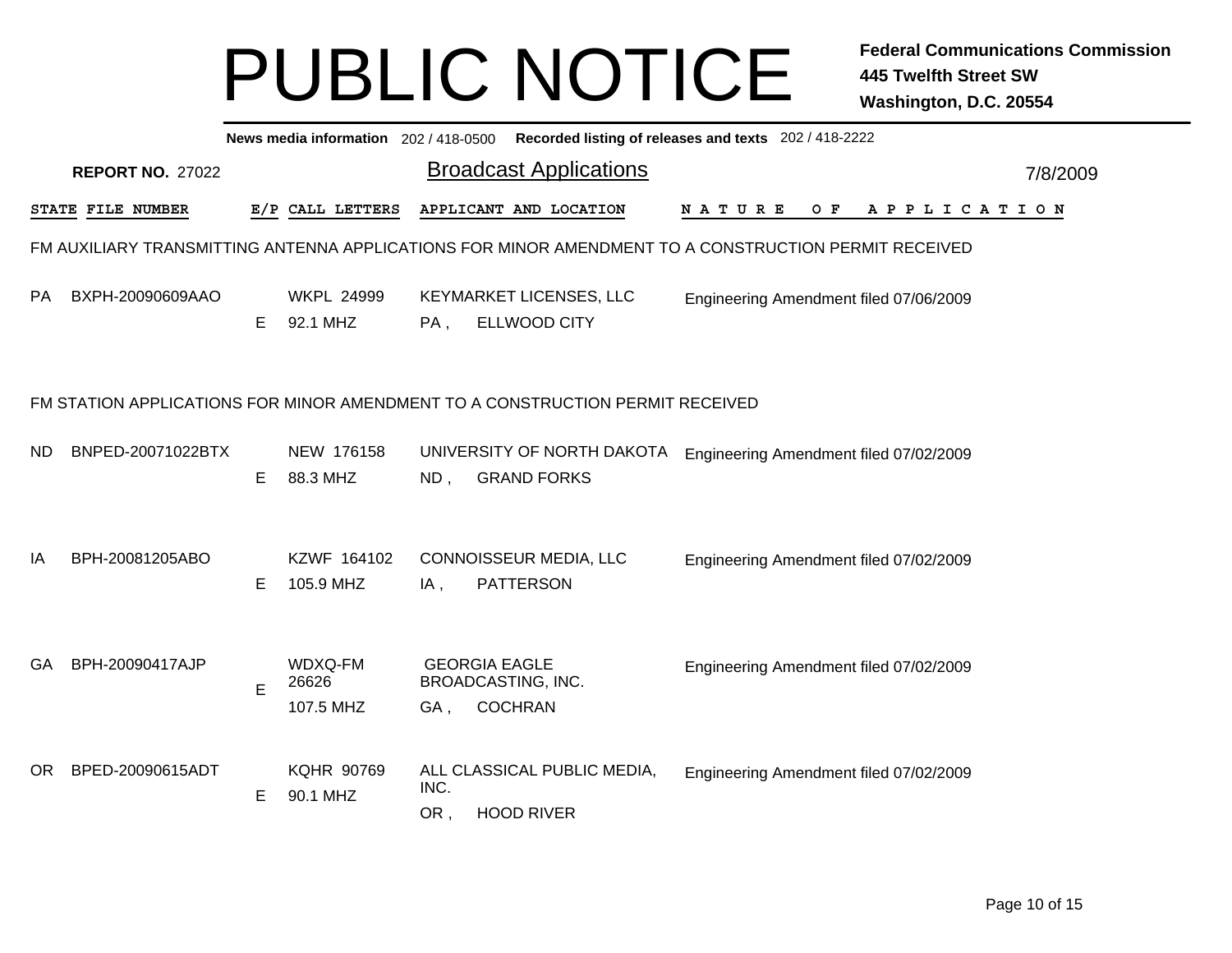# PUBLIC NOTICE

**Federal Communications Commission**
**445 Twelfth Street SW**
**Washington, D.C. 20554**

**News media information** 202 / 418-0500 **Recorded listing of releases and texts** 202 / 418-2222

**REPORT NO.** 27022

## Broadcast Applications

7/8/2009

### FM AUXILIARY TRANSMITTING ANTENNA APPLICATIONS FOR MINOR AMENDMENT TO A CONSTRUCTION PERMIT RECEIVED

| STATE | FILE NUMBER | E/P | CALL LETTERS | APPLICANT AND LOCATION | NATURE OF APPLICATION |
|---|---|---|---|---|---|
| PA | BXPH-20090609AAO | E | WKPL 24999<br>92.1 MHZ | KEYMARKET LICENSES, LLC<br>PA , ELLWOOD CITY | Engineering Amendment filed 07/06/2009 |

### FM STATION APPLICATIONS FOR MINOR AMENDMENT TO A CONSTRUCTION PERMIT RECEIVED

| STATE | FILE NUMBER | E/P | CALL LETTERS | APPLICANT AND LOCATION | NATURE OF APPLICATION |
|---|---|---|---|---|---|
| ND | BNPED-20071022BTX | E | NEW 176158<br>88.3 MHZ | UNIVERSITY OF NORTH DAKOTA<br>ND , GRAND FORKS | Engineering Amendment filed 07/02/2009 |
| IA | BPH-20081205ABO | E | KZWF 164102<br>105.9 MHZ | CONNOISSEUR MEDIA, LLC<br>IA , PATTERSON | Engineering Amendment filed 07/02/2009 |
| GA | BPH-20090417AJP | E | WDXQ-FM 26626<br>107.5 MHZ | GEORGIA EAGLE BROADCASTING, INC.<br>GA , COCHRAN | Engineering Amendment filed 07/02/2009 |
| OR | BPED-20090615ADT | E | KQHR 90769<br>90.1 MHZ | ALL CLASSICAL PUBLIC MEDIA, INC.<br>OR , HOOD RIVER | Engineering Amendment filed 07/02/2009 |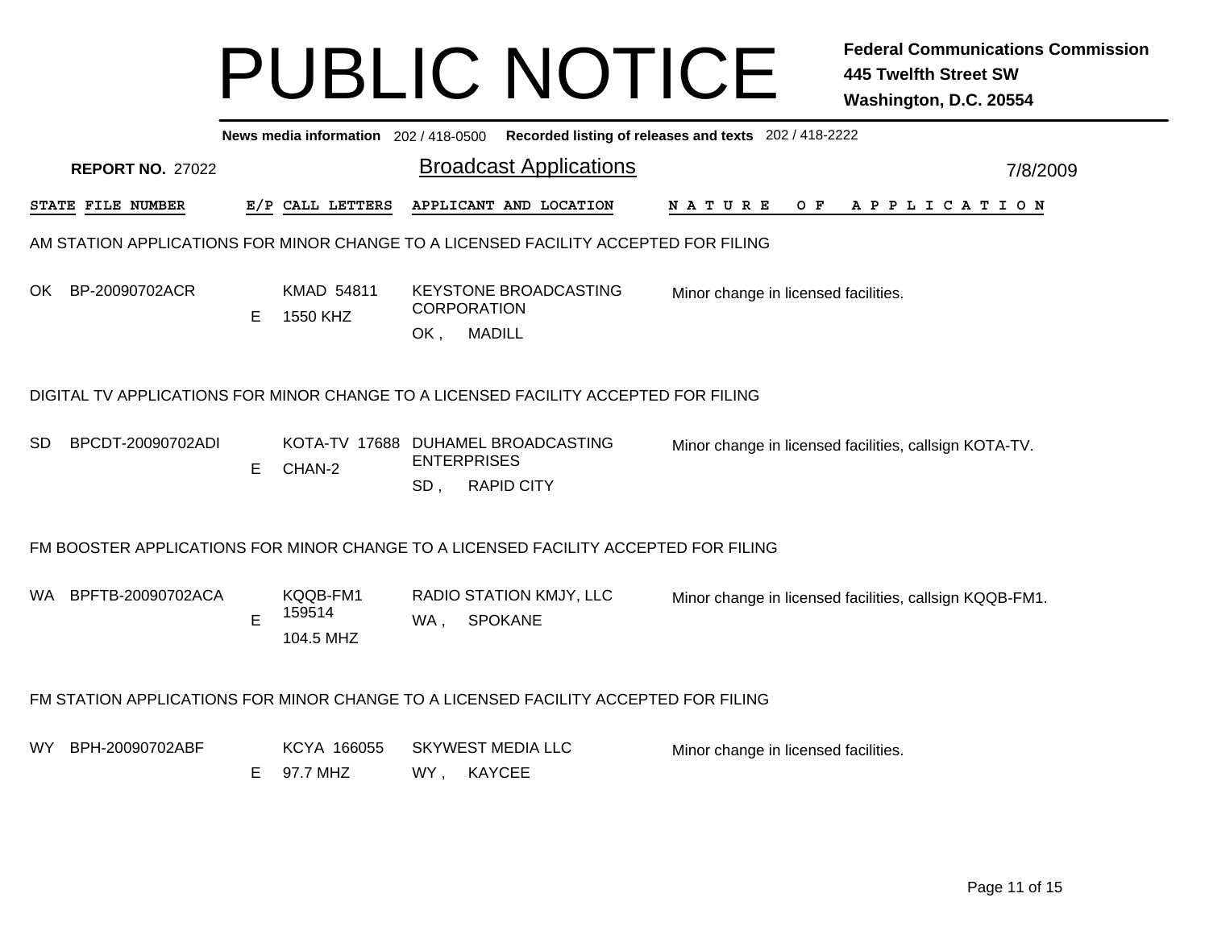# PUBLIC NOTICE

**Federal Communications Commission**
**445 Twelfth Street SW**
**Washington, D.C. 20554**

**News media information** 202 / 418-0500 **Recorded listing of releases and texts** 202 / 418-2222

**REPORT NO.** 27022

## Broadcast Applications

7/8/2009

| STATE | FILE NUMBER | E/P | CALL LETTERS | APPLICANT AND LOCATION | NATURE OF APPLICATION |
|---|---|---|---|---|---|

### AM STATION APPLICATIONS FOR MINOR CHANGE TO A LICENSED FACILITY ACCEPTED FOR FILING

| STATE | FILE NUMBER | E/P | CALL LETTERS | APPLICANT AND LOCATION | NATURE OF APPLICATION |
|---|---|---|---|---|---|
| OK | BP-20090702ACR | E | KMAD 54811 1550 KHZ | KEYSTONE BROADCASTING CORPORATION OK , MADILL | Minor change in licensed facilities. |

### DIGITAL TV APPLICATIONS FOR MINOR CHANGE TO A LICENSED FACILITY ACCEPTED FOR FILING

| STATE | FILE NUMBER | E/P | CALL LETTERS | APPLICANT AND LOCATION | NATURE OF APPLICATION |
|---|---|---|---|---|---|
| SD | BPCDT-20090702ADI | E | KOTA-TV 17688 CHAN-2 | DUHAMEL BROADCASTING ENTERPRISES SD , RAPID CITY | Minor change in licensed facilities, callsign KOTA-TV. |

### FM BOOSTER APPLICATIONS FOR MINOR CHANGE TO A LICENSED FACILITY ACCEPTED FOR FILING

| STATE | FILE NUMBER | E/P | CALL LETTERS | APPLICANT AND LOCATION | NATURE OF APPLICATION |
|---|---|---|---|---|---|
| WA | BPFTB-20090702ACA | E | KQQB-FM1 159514 104.5 MHZ | RADIO STATION KMJY, LLC WA , SPOKANE | Minor change in licensed facilities, callsign KQQB-FM1. |

### FM STATION APPLICATIONS FOR MINOR CHANGE TO A LICENSED FACILITY ACCEPTED FOR FILING

| STATE | FILE NUMBER | E/P | CALL LETTERS | APPLICANT AND LOCATION | NATURE OF APPLICATION |
|---|---|---|---|---|---|
| WY | BPH-20090702ABF | E | KCYA 166055 97.7 MHZ | SKYWEST MEDIA LLC WY , KAYCEE | Minor change in licensed facilities. |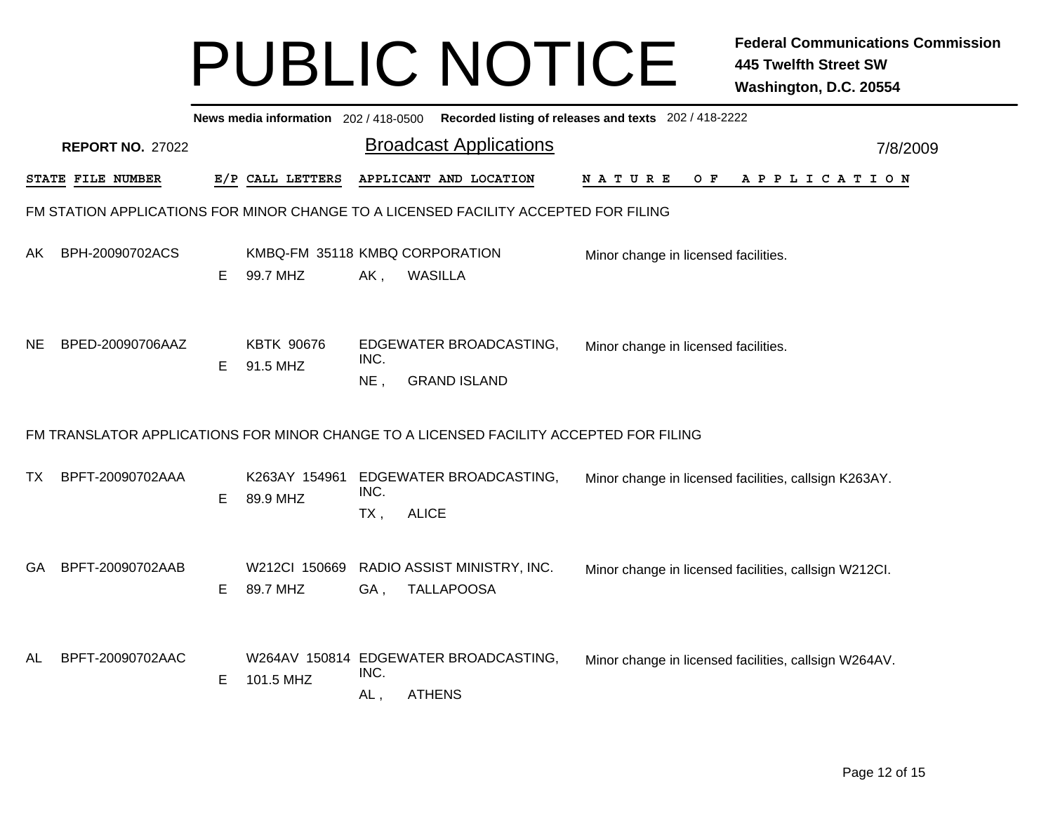# PUBLIC NOTICE

**Federal Communications Commission**
**445 Twelfth Street SW**
**Washington, D.C. 20554**

**News media information** 202 / 418-0500 **Recorded listing of releases and texts** 202 / 418-2222

**REPORT NO.** 27022

## Broadcast Applications

7/8/2009

| STATE | FILE NUMBER | E/P | CALL LETTERS | APPLICANT AND LOCATION | NATURE OF APPLICATION |
|---|---|---|---|---|---|

### FM STATION APPLICATIONS FOR MINOR CHANGE TO A LICENSED FACILITY ACCEPTED FOR FILING

| STATE | FILE NUMBER | E/P | CALL LETTERS | APPLICANT AND LOCATION | NATURE OF APPLICATION |
|---|---|---|---|---|---|
| AK | BPH-20090702ACS | E | KMBQ-FM 35118<br>99.7 MHZ | KMBQ CORPORATION<br>AK , WASILLA | Minor change in licensed facilities. |
| NE | BPED-20090706AAZ | E | KBTK 90676<br>91.5 MHZ | EDGEWATER BROADCASTING, INC.<br>NE , GRAND ISLAND | Minor change in licensed facilities. |

### FM TRANSLATOR APPLICATIONS FOR MINOR CHANGE TO A LICENSED FACILITY ACCEPTED FOR FILING

| STATE | FILE NUMBER | E/P | CALL LETTERS | APPLICANT AND LOCATION | NATURE OF APPLICATION |
|---|---|---|---|---|---|
| TX | BPFT-20090702AAA | E | K263AY 154961<br>89.9 MHZ | EDGEWATER BROADCASTING, INC.<br>TX , ALICE | Minor change in licensed facilities, callsign K263AY. |
| GA | BPFT-20090702AAB | E | W212CI 150669<br>89.7 MHZ | RADIO ASSIST MINISTRY, INC.<br>GA , TALLAPOOSA | Minor change in licensed facilities, callsign W212CI. |
| AL | BPFT-20090702AAC | E | W264AV 150814<br>101.5 MHZ | EDGEWATER BROADCASTING, INC.<br>AL , ATHENS | Minor change in licensed facilities, callsign W264AV. |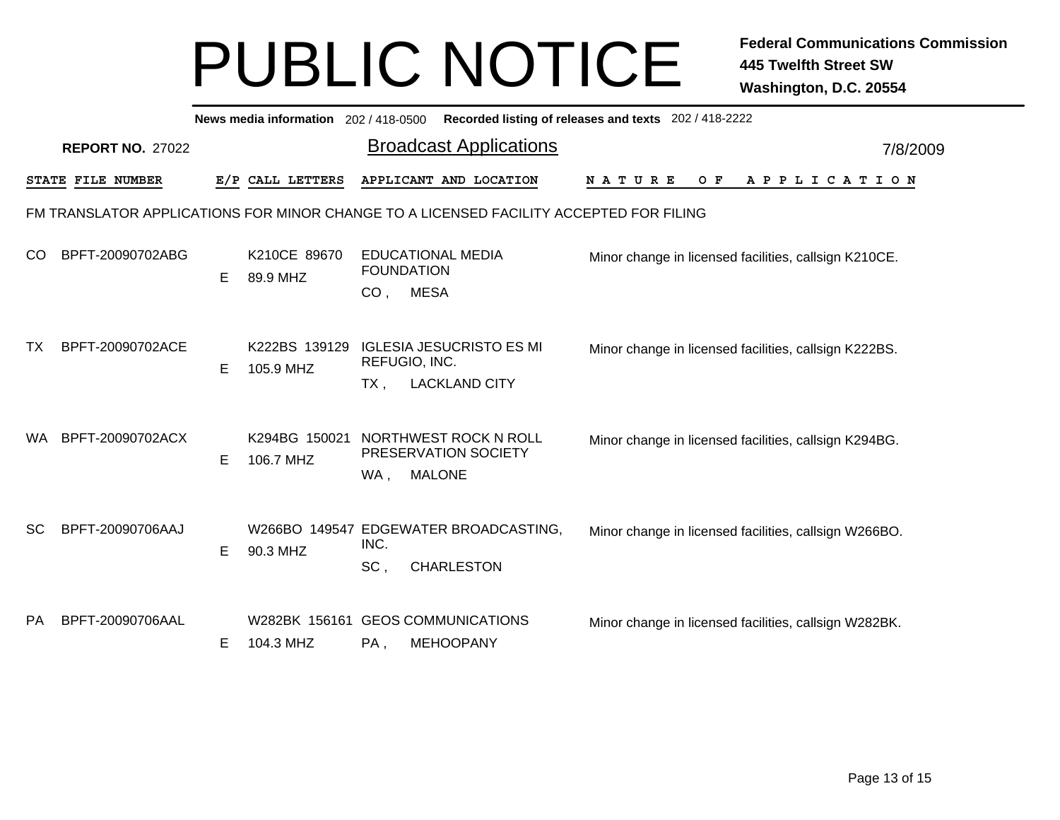# PUBLIC NOTICE

**Federal Communications Commission**
**445 Twelfth Street SW**
**Washington, D.C. 20554**

**News media information** 202 / 418-0500 **Recorded listing of releases and texts** 202 / 418-2222

**REPORT NO.** 27022

## Broadcast Applications

7/8/2009

FM TRANSLATOR APPLICATIONS FOR MINOR CHANGE TO A LICENSED FACILITY ACCEPTED FOR FILING

| STATE | FILE NUMBER | E/P | CALL LETTERS | APPLICANT AND LOCATION | NATURE OF APPLICATION |
|---|---|---|---|---|---|
| CO | BPFT-20090702ABG | E | K210CE 89670<br>89.9 MHZ | EDUCATIONAL MEDIA FOUNDATION<br>CO , MESA | Minor change in licensed facilities, callsign K210CE. |
| TX | BPFT-20090702ACE | E | K222BS 139129<br>105.9 MHZ | IGLESIA JESUCRISTO ES MI REFUGIO, INC.<br>TX , LACKLAND CITY | Minor change in licensed facilities, callsign K222BS. |
| WA | BPFT-20090702ACX | E | K294BG 150021<br>106.7 MHZ | NORTHWEST ROCK N ROLL PRESERVATION SOCIETY<br>WA , MALONE | Minor change in licensed facilities, callsign K294BG. |
| SC | BPFT-20090706AAJ | E | W266BO 149547<br>90.3 MHZ | EDGEWATER BROADCASTING, INC.<br>SC , CHARLESTON | Minor change in licensed facilities, callsign W266BO. |
| PA | BPFT-20090706AAL | E | W282BK 156161<br>104.3 MHZ | GEOS COMMUNICATIONS<br>PA , MEHOOPANY | Minor change in licensed facilities, callsign W282BK. |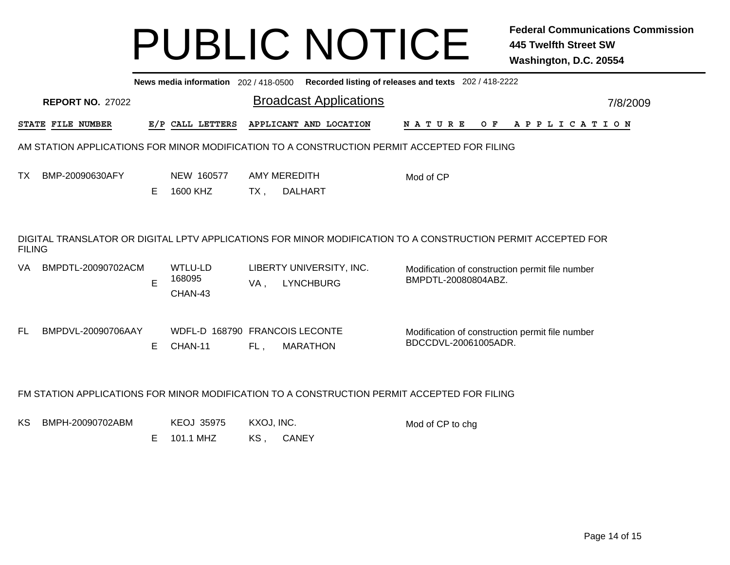# PUBLIC NOTICE

**Federal Communications Commission**
**445 Twelfth Street SW**
**Washington, D.C. 20554**

**News media information** 202 / 418-0500 **Recorded listing of releases and texts** 202 / 418-2222

**REPORT NO.** 27022

## Broadcast Applications

7/8/2009

| STATE | FILE NUMBER | E/P | CALL LETTERS | APPLICANT AND LOCATION | NATURE OF APPLICATION |
|---|---|---|---|---|---|

### AM STATION APPLICATIONS FOR MINOR MODIFICATION TO A CONSTRUCTION PERMIT ACCEPTED FOR FILING

| STATE | FILE NUMBER | E/P | CALL LETTERS | APPLICANT AND LOCATION | NATURE OF APPLICATION |
|---|---|---|---|---|---|
| TX | BMP-20090630AFY | E | NEW 160577<br>1600 KHZ | AMY MEREDITH<br>TX , DALHART | Mod of CP |

### DIGITAL TRANSLATOR OR DIGITAL LPTV APPLICATIONS FOR MINOR MODIFICATION TO A CONSTRUCTION PERMIT ACCEPTED FOR FILING

| STATE | FILE NUMBER | E/P | CALL LETTERS | APPLICANT AND LOCATION | NATURE OF APPLICATION |
|---|---|---|---|---|---|
| VA | BMPDTL-20090702ACM | E | WTLU-LD 168095<br>CHAN-43 | LIBERTY UNIVERSITY, INC.<br>VA , LYNCHBURG | Modification of construction permit file number BMPDTL-20080804ABZ. |
| FL | BMPDVL-20090706AAY | E | WDFL-D 168790<br>CHAN-11 | FRANCOIS LECONTE<br>FL , MARATHON | Modification of construction permit file number BDCCDVL-20061005ADR. |

### FM STATION APPLICATIONS FOR MINOR MODIFICATION TO A CONSTRUCTION PERMIT ACCEPTED FOR FILING

| STATE | FILE NUMBER | E/P | CALL LETTERS | APPLICANT AND LOCATION | NATURE OF APPLICATION |
|---|---|---|---|---|---|
| KS | BMPH-20090702ABM | E | KEOJ 35975<br>101.1 MHZ | KXOJ, INC.<br>KS , CANEY | Mod of CP to chg |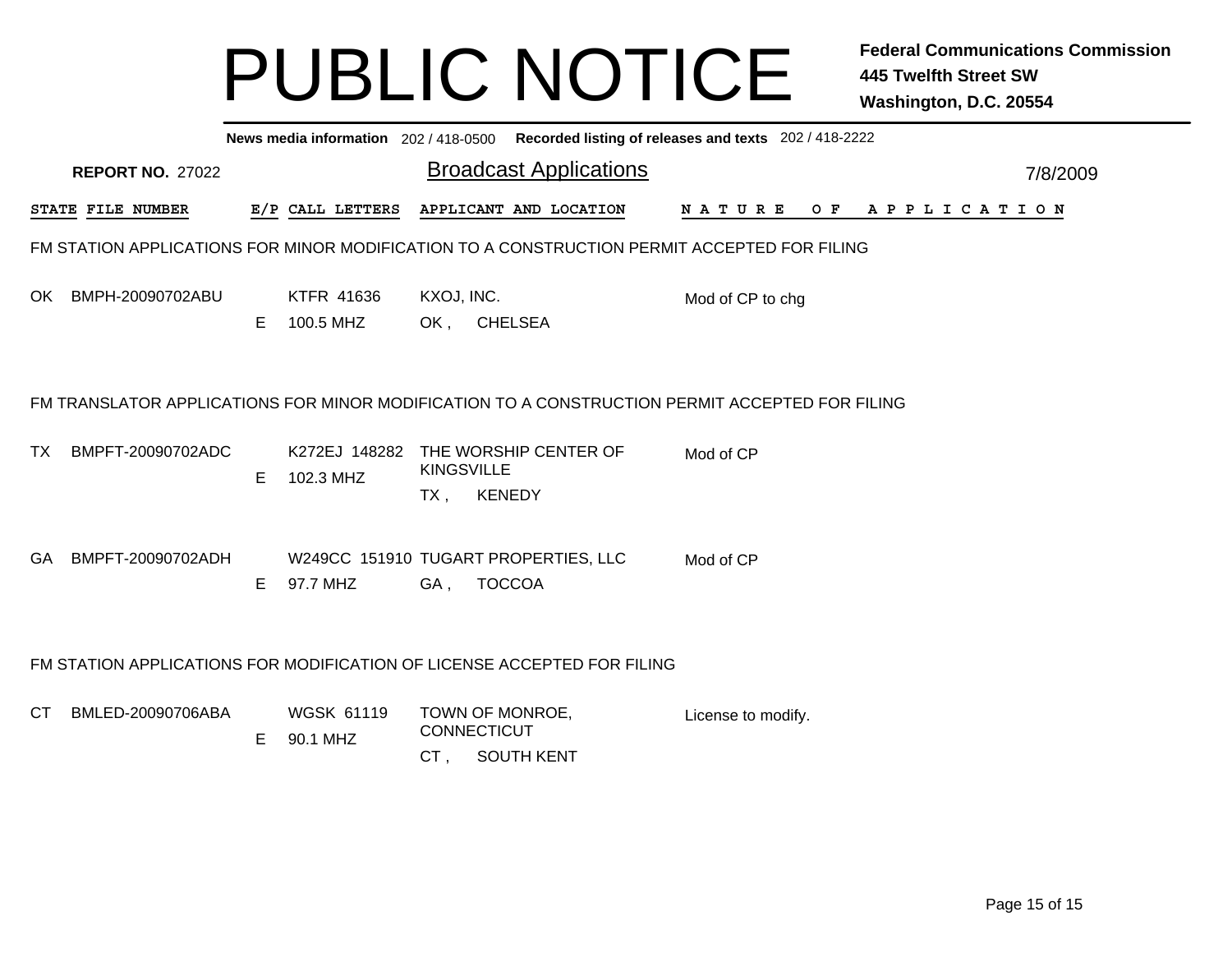# PUBLIC NOTICE

**Federal Communications Commission**
**445 Twelfth Street SW**
**Washington, D.C. 20554**

**News media information** 202 / 418-0500 **Recorded listing of releases and texts** 202 / 418-2222

**REPORT NO.** 27022

## Broadcast Applications

7/8/2009

### FM STATION APPLICATIONS FOR MINOR MODIFICATION TO A CONSTRUCTION PERMIT ACCEPTED FOR FILING

| STATE | FILE NUMBER | E/P | CALL LETTERS | APPLICANT AND LOCATION | NATURE OF APPLICATION |
|---|---|---|---|---|---|
| OK | BMPH-20090702ABU | E | KTFR 41636<br>100.5 MHZ | KXOJ, INC.<br>OK , CHELSEA | Mod of CP to chg |

### FM TRANSLATOR APPLICATIONS FOR MINOR MODIFICATION TO A CONSTRUCTION PERMIT ACCEPTED FOR FILING

| STATE | FILE NUMBER | E/P | CALL LETTERS | APPLICANT AND LOCATION | NATURE OF APPLICATION |
|---|---|---|---|---|---|
| TX | BMPFT-20090702ADC | E | K272EJ 148282<br>102.3 MHZ | THE WORSHIP CENTER OF KINGSVILLE<br>TX , KENEDY | Mod of CP |
| GA | BMPFT-20090702ADH | E | W249CC 151910<br>97.7 MHZ | TUGART PROPERTIES, LLC<br>GA , TOCCOA | Mod of CP |

### FM STATION APPLICATIONS FOR MODIFICATION OF LICENSE ACCEPTED FOR FILING

| STATE | FILE NUMBER | E/P | CALL LETTERS | APPLICANT AND LOCATION | NATURE OF APPLICATION |
|---|---|---|---|---|---|
| CT | BMLED-20090706ABA | E | WGSK 61119<br>90.1 MHZ | TOWN OF MONROE, CONNECTICUT<br>CT , SOUTH KENT | License to modify. |